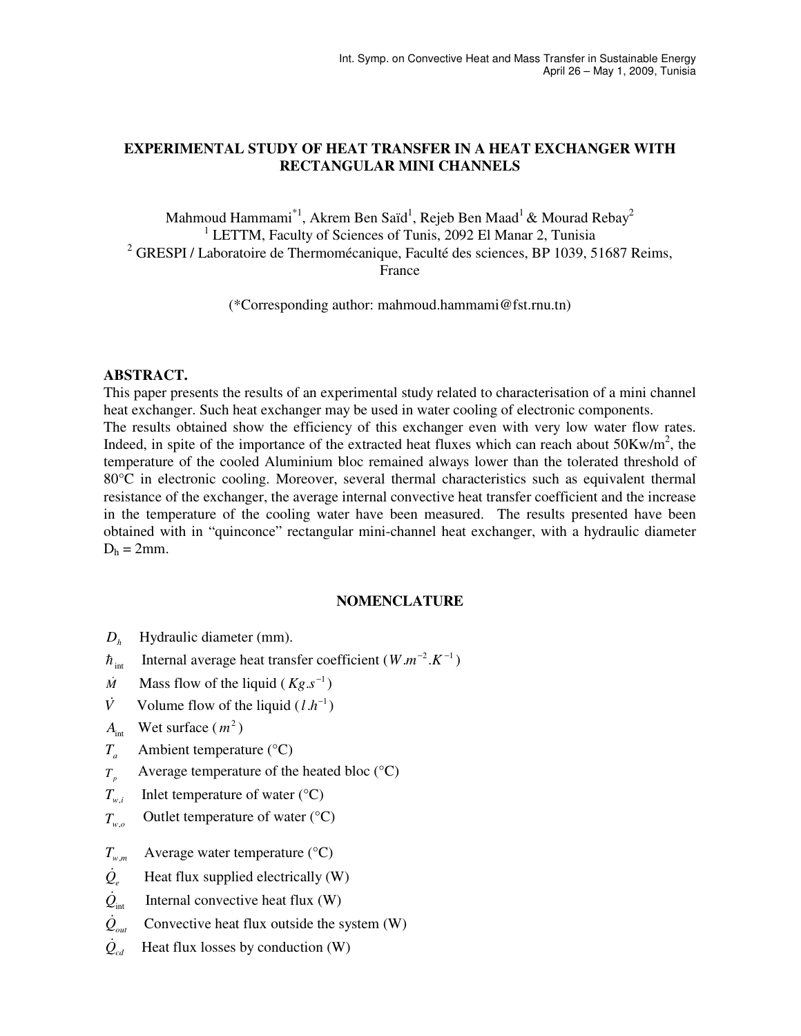# EXPERIMENTAL STUDY OF HEAT TRANSFER IN A HEAT EXCHANGER WITH RECTANGULAR MINI CHANNELS

Mahmoud Hammami[*1], Akrem Ben Saïd[1], Rejeb Ben Maad[1] & Mourad Rebay[2]

[1] LETTM, Faculty of Sciences of Tunis, 2092 El Manar 2, Tunisia

[2] GRESPI / Laboratoire de Thermomécanique, Faculté des sciences, BP 1039, 51687 Reims, France

(*Corresponding author: mahmoud.hammami@fst.rnu.tn)

## ABSTRACT.

This paper presents the results of an experimental study related to characterisation of a mini channel heat exchanger. Such heat exchanger may be used in water cooling of electronic components.

The results obtained show the efficiency of this exchanger even with very low water flow rates. Indeed, in spite of the importance of the extracted heat fluxes which can reach about $50 Kw/m^2$, the temperature of the cooled Aluminium bloc remained always lower than the tolerated threshold of 80°C in electronic cooling. Moreover, several thermal characteristics such as equivalent thermal resistance of the exchanger, the average internal convective heat transfer coefficient and the increase in the temperature of the cooling water have been measured. The results presented have been obtained with in "quinconce" rectangular mini-channel heat exchanger, with a hydraulic diameter $D_h$ = 2mm.

## NOMENCLATURE

- $D_h$ Hydraulic diameter (mm).
- $\hbar_{int}$ Internal average heat transfer coefficient ($W.m^{-2}.K^{-1}$)
- $\dot{M}$ Mass flow of the liquid ($Kg.s^{-1}$)
- $\dot{V}$ Volume flow of the liquid ($l.h^{-1}$)
- $A_{int}$ Wet surface ($m^2$)
- $T_a$ Ambient temperature (°C)
- $T_p$ Average temperature of the heated bloc (°C)
- $T_{w,i}$ Inlet temperature of water (°C)
- $T_{w,o}$ Outlet temperature of water (°C)
- $T_{w,m}$ Average water temperature (°C)
- $\dot{Q}_e$ Heat flux supplied electrically (W)
- $\dot{Q}_{int}$ Internal convective heat flux (W)
- $\dot{Q}_{out}$ Convective heat flux outside the system (W)
- $\dot{Q}_{cd}$ Heat flux losses by conduction (W)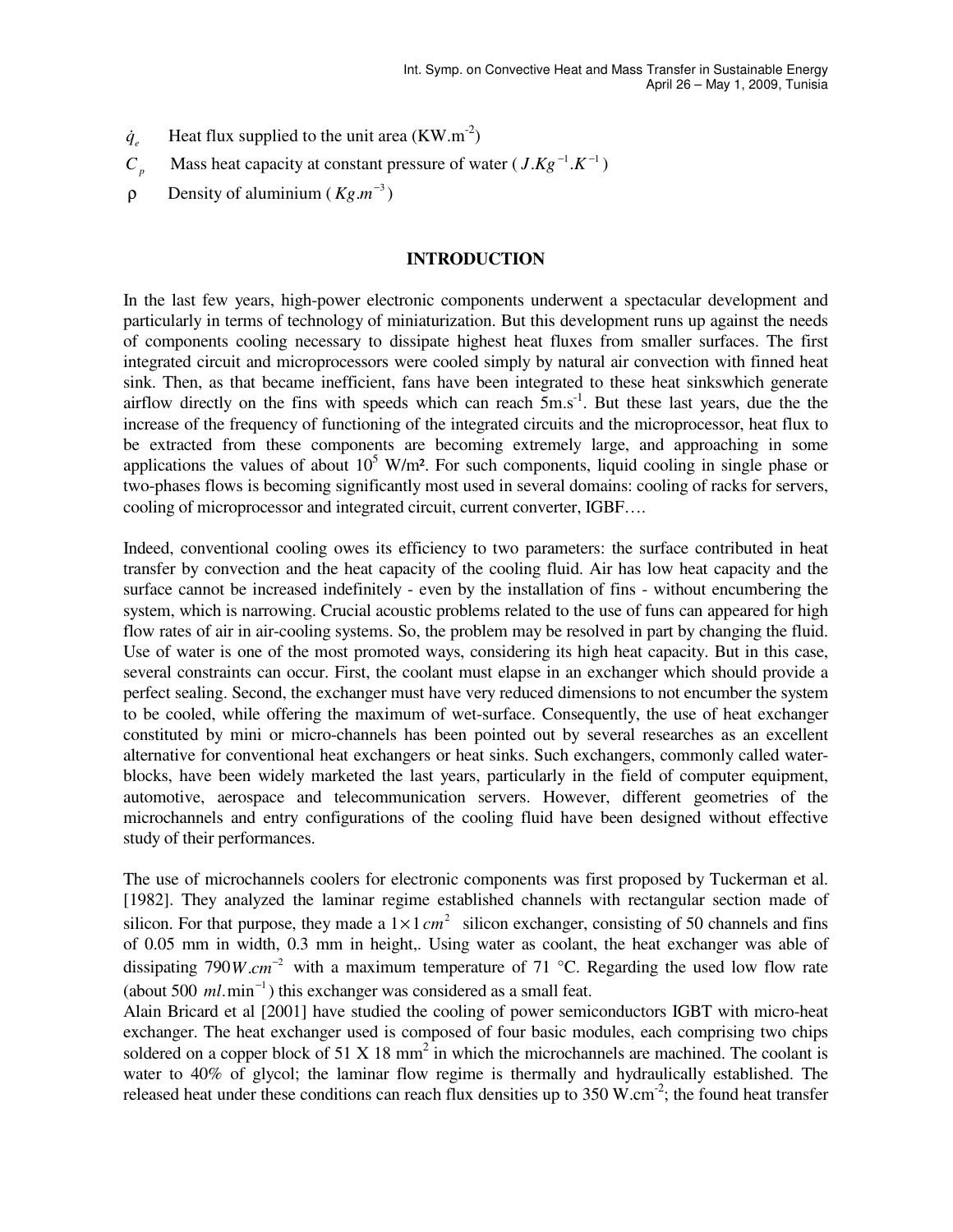$\dot{q}_e$ Heat flux supplied to the unit area ($KW.m^{-2}$)

$C_p$ Mass heat capacity at constant pressure of water ($J.Kg^{-1}.K^{-1}$)

ρ Density of aluminium ($Kg.m^{-3}$)

## INTRODUCTION

In the last few years, high-power electronic components underwent a spectacular development and particularly in terms of technology of miniaturization. But this development runs up against the needs of components cooling necessary to dissipate highest heat fluxes from smaller surfaces. The first integrated circuit and microprocessors were cooled simply by natural air convection with finned heat sink. Then, as that became inefficient, fans have been integrated to these heat sinkswhich generate airflow directly on the fins with speeds which can reach $5m.s^{-1}$. But these last years, due the the increase of the frequency of functioning of the integrated circuits and the microprocessor, heat flux to be extracted from these components are becoming extremely large, and approaching in some applications the values of about $10^5$ W/m². For such components, liquid cooling in single phase or two-phases flows is becoming significantly most used in several domains: cooling of racks for servers, cooling of microprocessor and integrated circuit, current converter, IGBF….

Indeed, conventional cooling owes its efficiency to two parameters: the surface contributed in heat transfer by convection and the heat capacity of the cooling fluid. Air has low heat capacity and the surface cannot be increased indefinitely - even by the installation of fins - without encumbering the system, which is narrowing. Crucial acoustic problems related to the use of funs can appeared for high flow rates of air in air-cooling systems. So, the problem may be resolved in part by changing the fluid. Use of water is one of the most promoted ways, considering its high heat capacity. But in this case, several constraints can occur. First, the coolant must elapse in an exchanger which should provide a perfect sealing. Second, the exchanger must have very reduced dimensions to not encumber the system to be cooled, while offering the maximum of wet-surface. Consequently, the use of heat exchanger constituted by mini or micro-channels has been pointed out by several researches as an excellent alternative for conventional heat exchangers or heat sinks. Such exchangers, commonly called water-blocks, have been widely marketed the last years, particularly in the field of computer equipment, automotive, aerospace and telecommunication servers. However, different geometries of the microchannels and entry configurations of the cooling fluid have been designed without effective study of their performances.

The use of microchannels coolers for electronic components was first proposed by Tuckerman et al. [1982]. They analyzed the laminar regime established channels with rectangular section made of silicon. For that purpose, they made a $1 \times 1\,cm^2$ silicon exchanger, consisting of 50 channels and fins of 0.05 mm in width, 0.3 mm in height,. Using water as coolant, the heat exchanger was able of dissipating $790 W.cm^{-2}$ with a maximum temperature of 71 °C. Regarding the used low flow rate (about 500 $ml.\min^{-1}$) this exchanger was considered as a small feat.

Alain Bricard et al [2001] have studied the cooling of power semiconductors IGBT with micro-heat exchanger. The heat exchanger used is composed of four basic modules, each comprising two chips soldered on a copper block of 51 X 18 mm² in which the microchannels are machined. The coolant is water to 40% of glycol; the laminar flow regime is thermally and hydraulically established. The released heat under these conditions can reach flux densities up to 350 $W.cm^{-2}$; the found heat transfer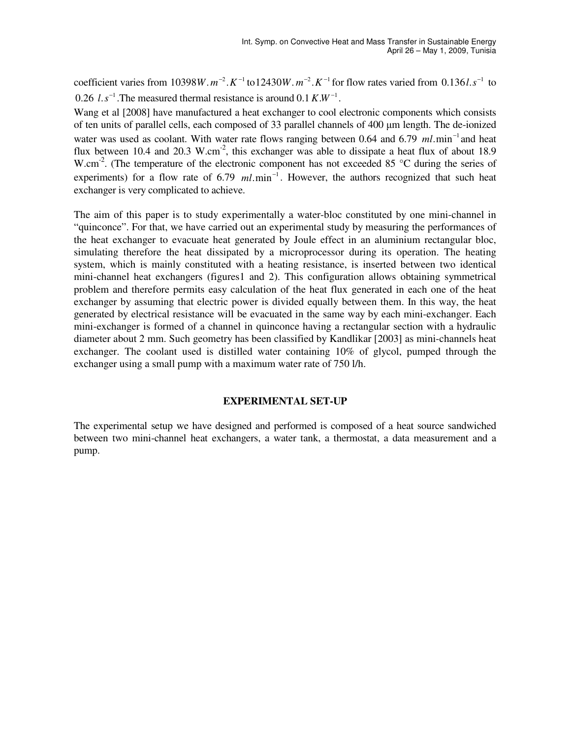coefficient varies from $10398 W.m^{-2}.K^{-1}$ to $12430 W.m^{-2}.K^{-1}$ for flow rates varied from $0.136 l.s^{-1}$ to $0.26\ l.s^{-1}$. The measured thermal resistance is around $0.1\ K.W^{-1}$.

Wang et al [2008] have manufactured a heat exchanger to cool electronic components which consists of ten units of parallel cells, each composed of 33 parallel channels of 400 μm length. The de-ionized water was used as coolant. With water rate flows ranging between 0.64 and 6.79 $ml.\min^{-1}$ and heat flux between 10.4 and 20.3 W.cm$^{-2}$, this exchanger was able to dissipate a heat flux of about 18.9 W.cm$^{-2}$. (The temperature of the electronic component has not exceeded 85 °C during the series of experiments) for a flow rate of 6.79 $ml.\min^{-1}$. However, the authors recognized that such heat exchanger is very complicated to achieve.

The aim of this paper is to study experimentally a water-bloc constituted by one mini-channel in "quinconce". For that, we have carried out an experimental study by measuring the performances of the heat exchanger to evacuate heat generated by Joule effect in an aluminium rectangular bloc, simulating therefore the heat dissipated by a microprocessor during its operation. The heating system, which is mainly constituted with a heating resistance, is inserted between two identical mini-channel heat exchangers (figures1 and 2). This configuration allows obtaining symmetrical problem and therefore permits easy calculation of the heat flux generated in each one of the heat exchanger by assuming that electric power is divided equally between them. In this way, the heat generated by electrical resistance will be evacuated in the same way by each mini-exchanger. Each mini-exchanger is formed of a channel in quinconce having a rectangular section with a hydraulic diameter about 2 mm. Such geometry has been classified by Kandlikar [2003] as mini-channels heat exchanger. The coolant used is distilled water containing 10% of glycol, pumped through the exchanger using a small pump with a maximum water rate of 750 l/h.

## EXPERIMENTAL SET-UP

The experimental setup we have designed and performed is composed of a heat source sandwiched between two mini-channel heat exchangers, a water tank, a thermostat, a data measurement and a pump.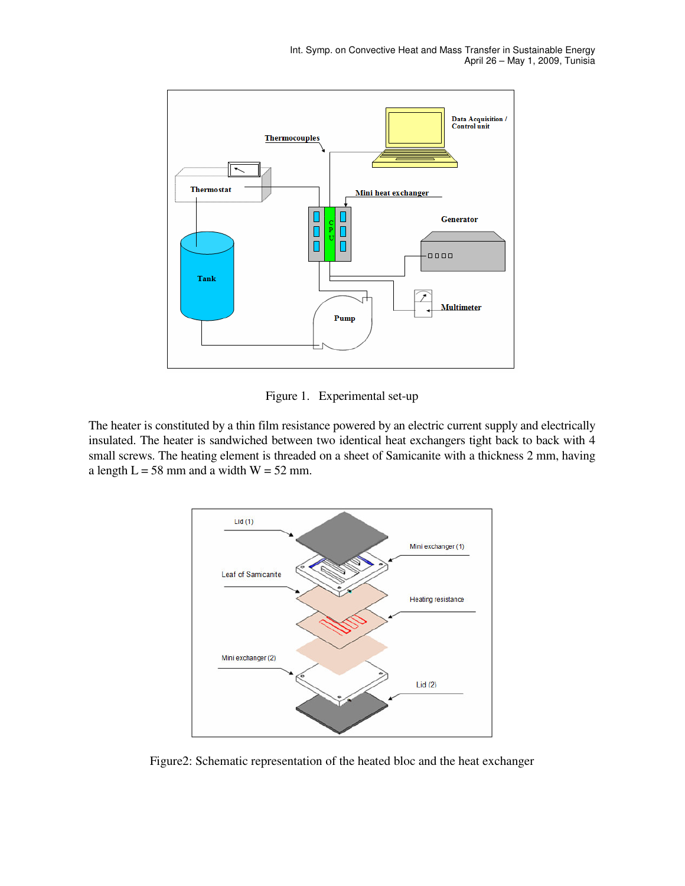Figure 1. Experimental set-up

The heater is constituted by a thin film resistance powered by an electric current supply and electrically insulated. The heater is sandwiched between two identical heat exchangers tight back to back with 4 small screws. The heating element is threaded on a sheet of Samicanite with a thickness 2 mm, having a length L = 58 mm and a width W = 52 mm.

Figure2: Schematic representation of the heated bloc and the heat exchanger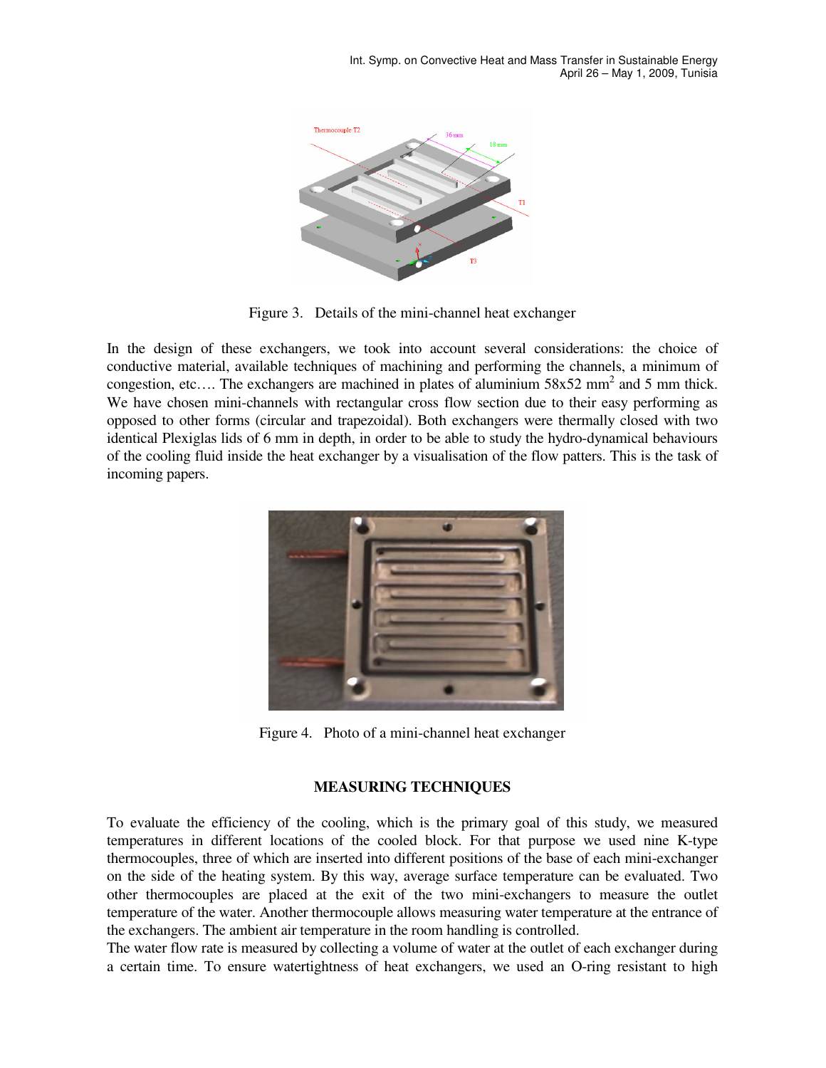Figure 3. Details of the mini-channel heat exchanger

In the design of these exchangers, we took into account several considerations: the choice of conductive material, available techniques of machining and performing the channels, a minimum of congestion, etc…. The exchangers are machined in plates of aluminium 58x52 mm$^2$ and 5 mm thick. We have chosen mini-channels with rectangular cross flow section due to their easy performing as opposed to other forms (circular and trapezoidal). Both exchangers were thermally closed with two identical Plexiglas lids of 6 mm in depth, in order to be able to study the hydro-dynamical behaviours of the cooling fluid inside the heat exchanger by a visualisation of the flow patters. This is the task of incoming papers.

Figure 4. Photo of a mini-channel heat exchanger

## MEASURING TECHNIQUES

To evaluate the efficiency of the cooling, which is the primary goal of this study, we measured temperatures in different locations of the cooled block. For that purpose we used nine K-type thermocouples, three of which are inserted into different positions of the base of each mini-exchanger on the side of the heating system. By this way, average surface temperature can be evaluated. Two other thermocouples are placed at the exit of the two mini-exchangers to measure the outlet temperature of the water. Another thermocouple allows measuring water temperature at the entrance of the exchangers. The ambient air temperature in the room handling is controlled.

The water flow rate is measured by collecting a volume of water at the outlet of each exchanger during a certain time. To ensure watertightness of heat exchangers, we used an O-ring resistant to high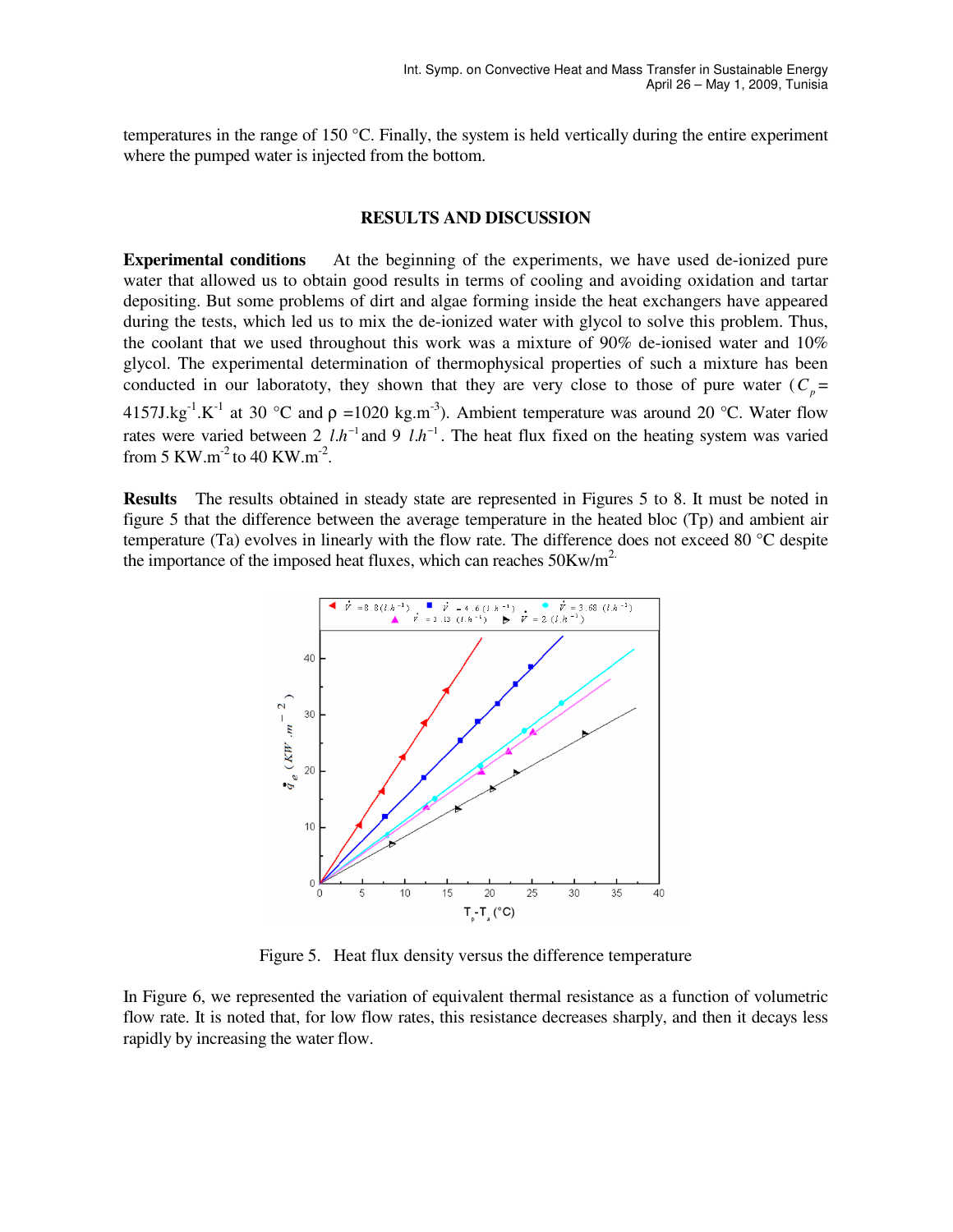temperatures in the range of 150 °C. Finally, the system is held vertically during the entire experiment where the pumped water is injected from the bottom.

## RESULTS AND DISCUSSION

**Experimental conditions** At the beginning of the experiments, we have used de-ionized pure water that allowed us to obtain good results in terms of cooling and avoiding oxidation and tartar depositing. But some problems of dirt and algae forming inside the heat exchangers have appeared during the tests, which led us to mix the de-ionized water with glycol to solve this problem. Thus, the coolant that we used throughout this work was a mixture of 90% de-ionised water and 10% glycol. The experimental determination of thermophysical properties of such a mixture has been conducted in our laboratoty, they shown that they are very close to those of pure water ($C_p$ = 4157J.kg$^{-1}$.K$^{-1}$ at 30 °C and ρ =1020 kg.m$^{-3}$). Ambient temperature was around 20 °C. Water flow rates were varied between 2 $l.h^{-1}$ and 9 $l.h^{-1}$. The heat flux fixed on the heating system was varied from 5 KW.m$^{-2}$ to 40 KW.m$^{-2}$.

**Results** The results obtained in steady state are represented in Figures 5 to 8. It must be noted in figure 5 that the difference between the average temperature in the heated bloc (Tp) and ambient air temperature (Ta) evolves in linearly with the flow rate. The difference does not exceed 80 °C despite the importance of the imposed heat fluxes, which can reaches 50Kw/m$^2$.

Figure 5. Heat flux density versus the difference temperature

In Figure 6, we represented the variation of equivalent thermal resistance as a function of volumetric flow rate. It is noted that, for low flow rates, this resistance decreases sharply, and then it decays less rapidly by increasing the water flow.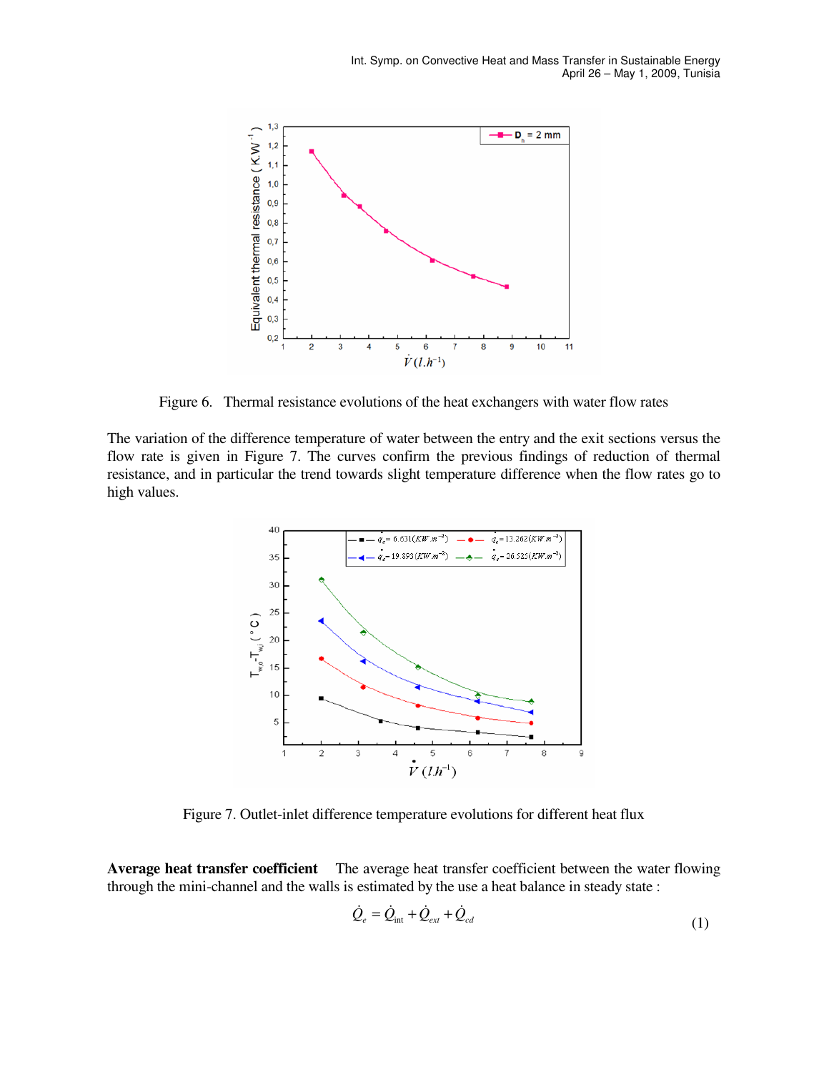Figure 6. Thermal resistance evolutions of the heat exchangers with water flow rates

The variation of the difference temperature of water between the entry and the exit sections versus the flow rate is given in Figure 7. The curves confirm the previous findings of reduction of thermal resistance, and in particular the trend towards slight temperature difference when the flow rates go to high values.

Figure 7. Outlet-inlet difference temperature evolutions for different heat flux

**Average heat transfer coefficient** The average heat transfer coefficient between the water flowing through the mini-channel and the walls is estimated by the use a heat balance in steady state :

$$\dot{Q}_e = \dot{Q}_{\text{int}} + \dot{Q}_{ext} + \dot{Q}_{cd} \tag{1}$$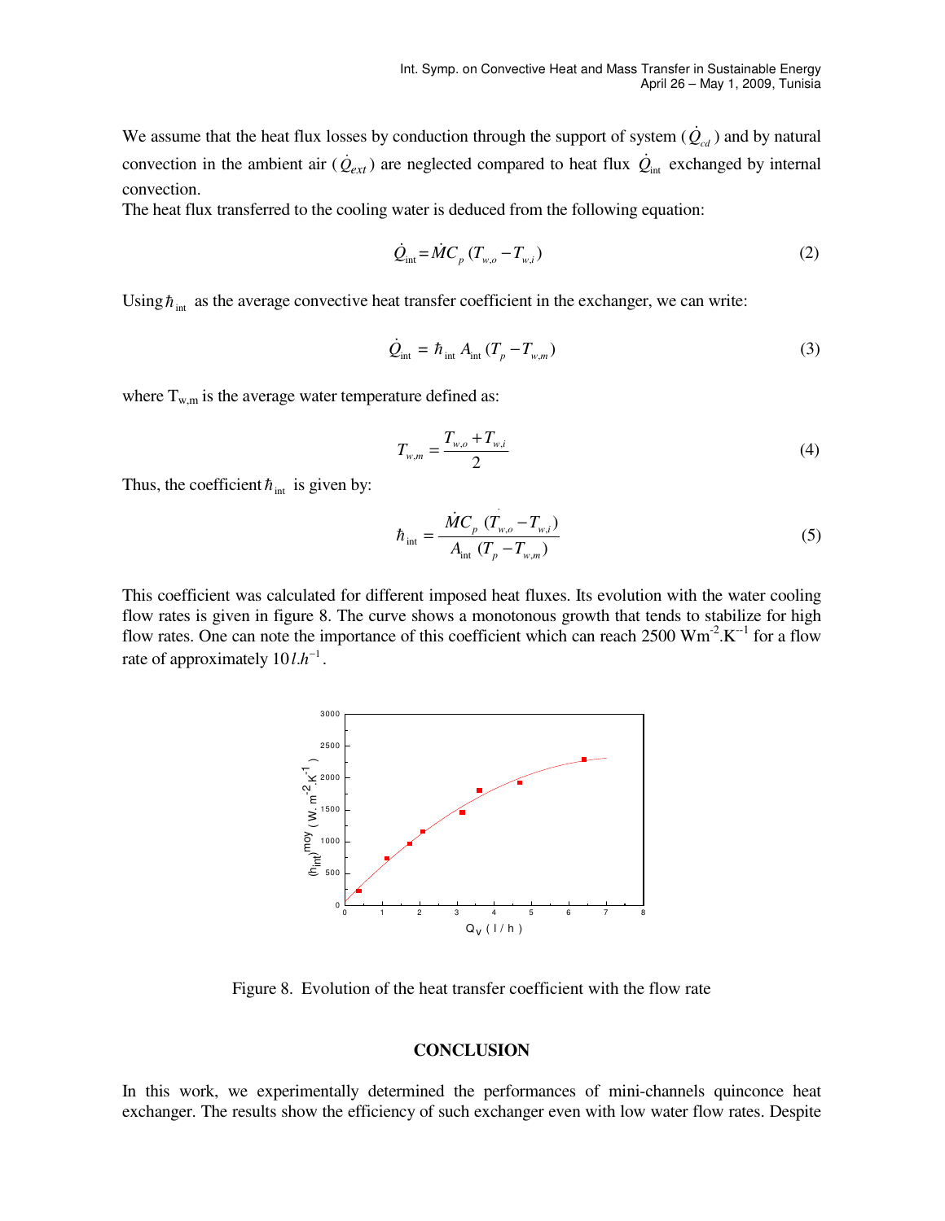We assume that the heat flux losses by conduction through the support of system ($\dot{Q}_{cd}$) and by natural convection in the ambient air ($\dot{Q}_{ext}$) are neglected compared to heat flux $\dot{Q}_{\text{int}}$ exchanged by internal convection.

The heat flux transferred to the cooling water is deduced from the following equation:

$$\dot{Q}_{\text{int}} = \dot{M}C_p\,(T_{w,o} - T_{w,i}) \tag{2}$$

Using $\hbar_{\text{int}}$ as the average convective heat transfer coefficient in the exchanger, we can write:

$$\dot{Q}_{\text{int}} = \hbar_{\text{int}}\,A_{\text{int}}\,(T_p - T_{w,m}) \tag{3}$$

where $T_{w,m}$ is the average water temperature defined as:

$$T_{w,m} = \frac{T_{w,o} + T_{w,i}}{2} \tag{4}$$

Thus, the coefficient $\hbar_{\text{int}}$ is given by:

$$\hbar_{\text{int}} = \frac{\dot{M}C_p\,(T_{w,o} - T_{w,i})}{A_{\text{int}}\,(T_p - T_{w,m})} \tag{5}$$

This coefficient was calculated for different imposed heat fluxes. Its evolution with the water cooling flow rates is given in figure 8. The curve shows a monotonous growth that tends to stabilize for high flow rates. One can note the importance of this coefficient which can reach 2500 $Wm^{-2}.K^{-1}$ for a flow rate of approximately $10\,l.h^{-1}$.

Figure 8. Evolution of the heat transfer coefficient with the flow rate

## CONCLUSION

In this work, we experimentally determined the performances of mini-channels quinconce heat exchanger. The results show the efficiency of such exchanger even with low water flow rates. Despite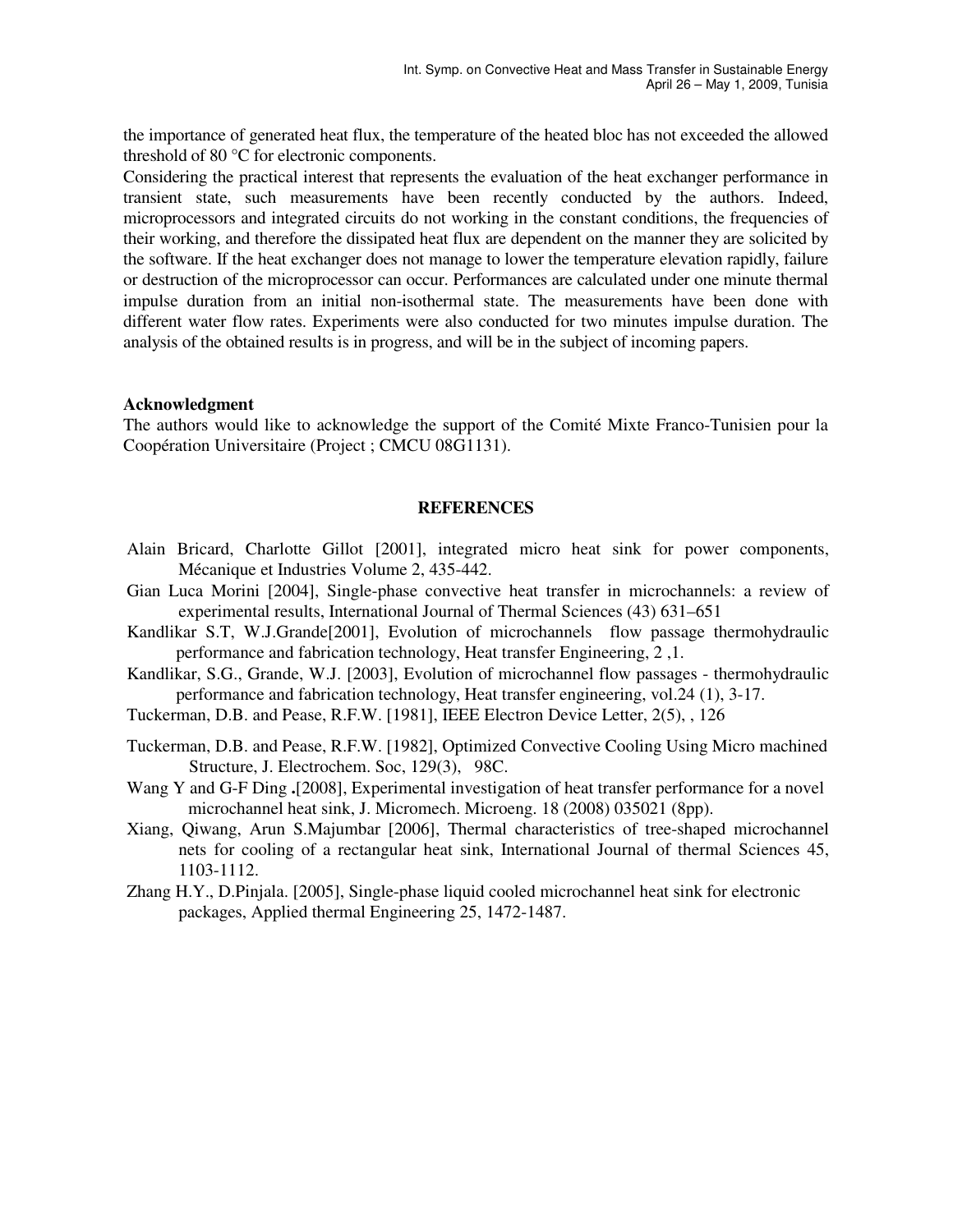the importance of generated heat flux, the temperature of the heated bloc has not exceeded the allowed threshold of 80 °C for electronic components.

Considering the practical interest that represents the evaluation of the heat exchanger performance in transient state, such measurements have been recently conducted by the authors. Indeed, microprocessors and integrated circuits do not working in the constant conditions, the frequencies of their working, and therefore the dissipated heat flux are dependent on the manner they are solicited by the software. If the heat exchanger does not manage to lower the temperature elevation rapidly, failure or destruction of the microprocessor can occur. Performances are calculated under one minute thermal impulse duration from an initial non-isothermal state. The measurements have been done with different water flow rates. Experiments were also conducted for two minutes impulse duration. The analysis of the obtained results is in progress, and will be in the subject of incoming papers.

**Acknowledgment**

The authors would like to acknowledge the support of the Comité Mixte Franco-Tunisien pour la Coopération Universitaire (Project ; CMCU 08G1131).

## REFERENCES

Alain Bricard, Charlotte Gillot [2001], integrated micro heat sink for power components, Mécanique et Industries Volume 2, 435-442.

Gian Luca Morini [2004], Single-phase convective heat transfer in microchannels: a review of experimental results, International Journal of Thermal Sciences (43) 631–651

Kandlikar S.T, W.J.Grande[2001], Evolution of microchannels flow passage thermohydraulic performance and fabrication technology, Heat transfer Engineering, 2 ,1.

Kandlikar, S.G., Grande, W.J. [2003], Evolution of microchannel flow passages - thermohydraulic performance and fabrication technology, Heat transfer engineering, vol.24 (1), 3-17.

Tuckerman, D.B. and Pease, R.F.W. [1981], IEEE Electron Device Letter, 2(5), , 126

Tuckerman, D.B. and Pease, R.F.W. [1982], Optimized Convective Cooling Using Micro machined Structure, J. Electrochem. Soc, 129(3), 98C.

Wang Y and G-F Ding **.**[2008], Experimental investigation of heat transfer performance for a novel microchannel heat sink, J. Micromech. Microeng. 18 (2008) 035021 (8pp).

Xiang, Qiwang, Arun S.Majumbar [2006], Thermal characteristics of tree-shaped microchannel nets for cooling of a rectangular heat sink, International Journal of thermal Sciences 45, 1103-1112.

Zhang H.Y., D.Pinjala. [2005], Single-phase liquid cooled microchannel heat sink for electronic packages, Applied thermal Engineering 25, 1472-1487.